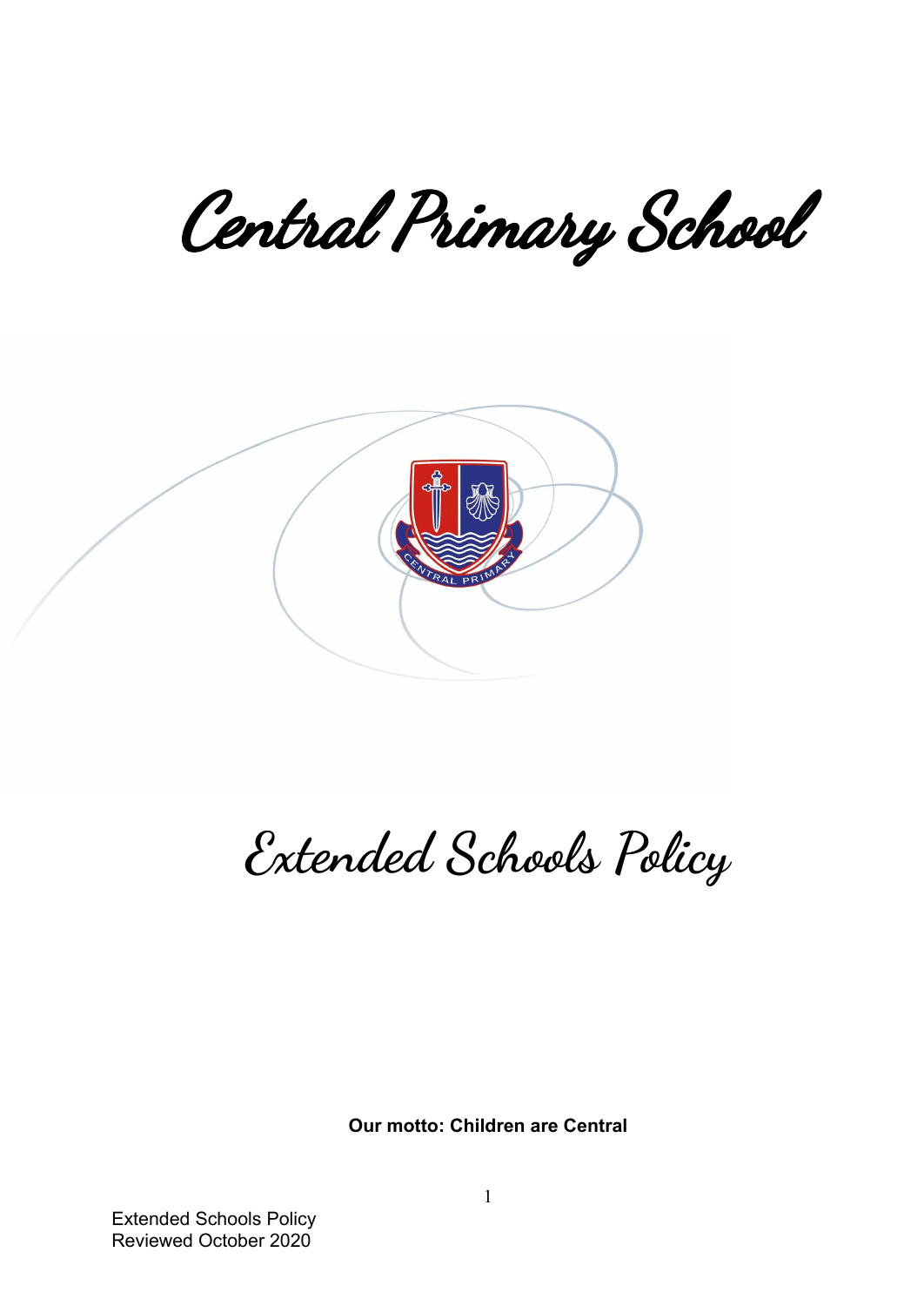# Central Primary School

# Extended Schools Policy

**Our motto: Children are Central**

Extended Schools Policy
Reviewed October 2020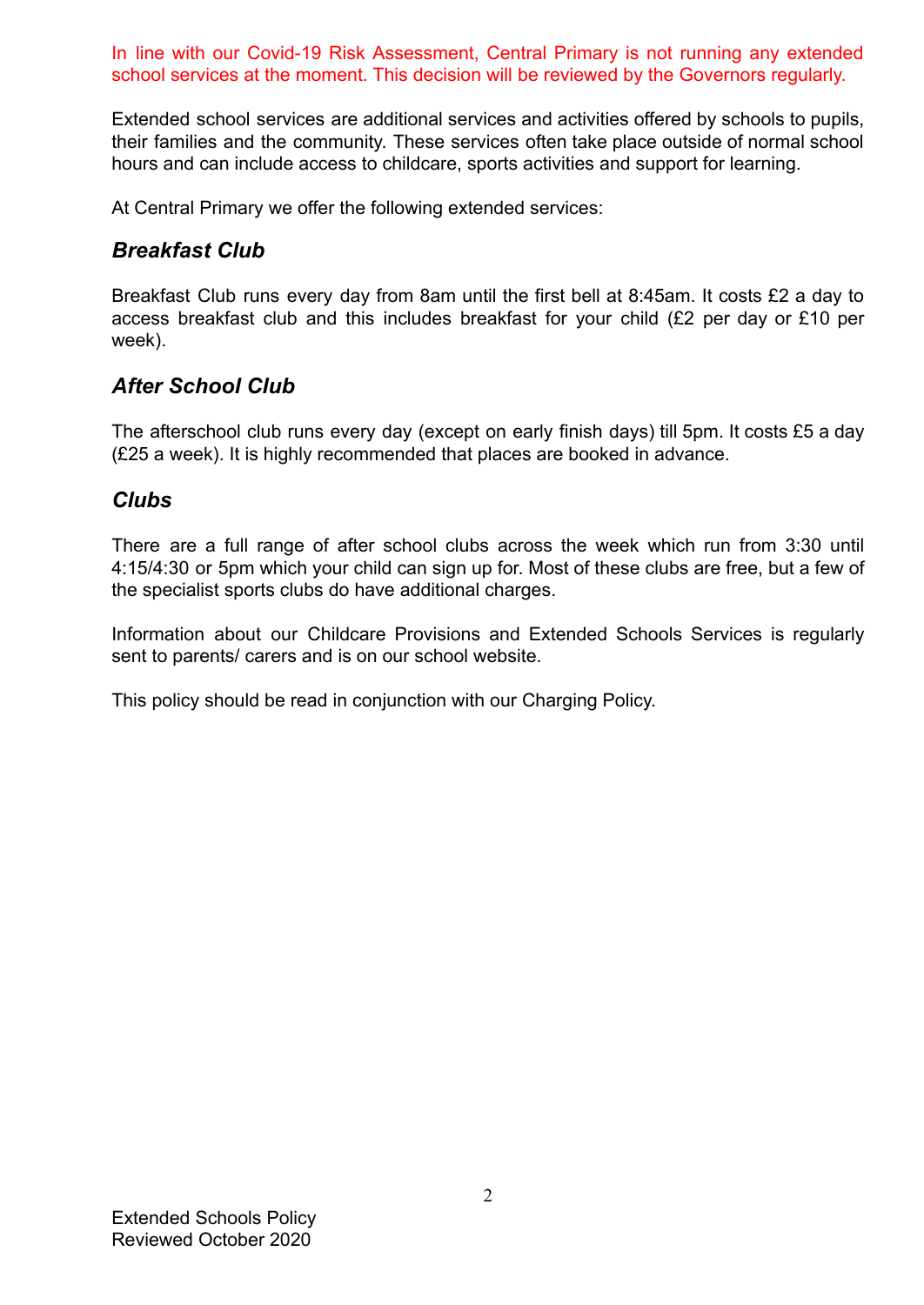In line with our Covid-19 Risk Assessment, Central Primary is not running any extended school services at the moment. This decision will be reviewed by the Governors regularly.

Extended school services are additional services and activities offered by schools to pupils, their families and the community. These services often take place outside of normal school hours and can include access to childcare, sports activities and support for learning.

At Central Primary we offer the following extended services:

### *Breakfast Club*

Breakfast Club runs every day from 8am until the first bell at 8:45am. It costs £2 a day to access breakfast club and this includes breakfast for your child (£2 per day or £10 per week).

### *After School Club*

The afterschool club runs every day (except on early finish days) till 5pm. It costs £5 a day (£25 a week). It is highly recommended that places are booked in advance.

### *Clubs*

There are a full range of after school clubs across the week which run from 3:30 until 4:15/4:30 or 5pm which your child can sign up for. Most of these clubs are free, but a few of the specialist sports clubs do have additional charges.

Information about our Childcare Provisions and Extended Schools Services is regularly sent to parents/ carers and is on our school website.

This policy should be read in conjunction with our Charging Policy.